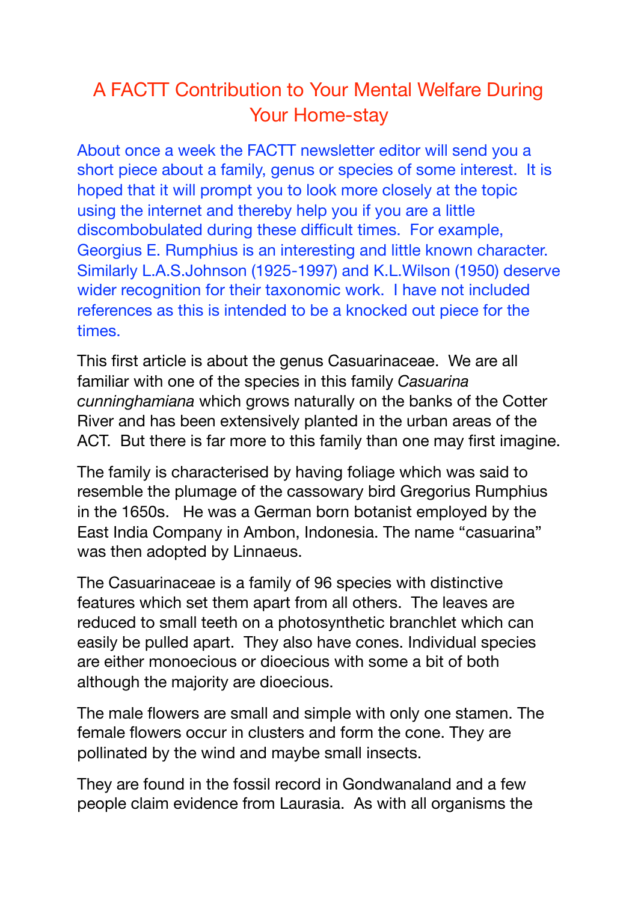# A FACTT Contribution to Your Mental Welfare During Your Home-stay

About once a week the FACTT newsletter editor will send you a short piece about a family, genus or species of some interest. It is hoped that it will prompt you to look more closely at the topic using the internet and thereby help you if you are a little discombobulated during these difficult times. For example, Georgius E. Rumphius is an interesting and little known character. Similarly L.A.S.Johnson (1925-1997) and K.L.Wilson (1950) deserve wider recognition for their taxonomic work. I have not included references as this is intended to be a knocked out piece for the times.

This first article is about the genus Casuarinaceae. We are all familiar with one of the species in this family *Casuarina cunninghamiana* which grows naturally on the banks of the Cotter River and has been extensively planted in the urban areas of the ACT. But there is far more to this family than one may first imagine.

The family is characterised by having foliage which was said to resemble the plumage of the cassowary bird Gregorius Rumphius in the 1650s. He was a German born botanist employed by the East India Company in Ambon, Indonesia. The name "casuarina" was then adopted by Linnaeus.

The Casuarinaceae is a family of 96 species with distinctive features which set them apart from all others. The leaves are reduced to small teeth on a photosynthetic branchlet which can easily be pulled apart. They also have cones. Individual species are either monoecious or dioecious with some a bit of both although the majority are dioecious.

The male flowers are small and simple with only one stamen. The female flowers occur in clusters and form the cone. They are pollinated by the wind and maybe small insects.

They are found in the fossil record in Gondwanaland and a few people claim evidence from Laurasia. As with all organisms the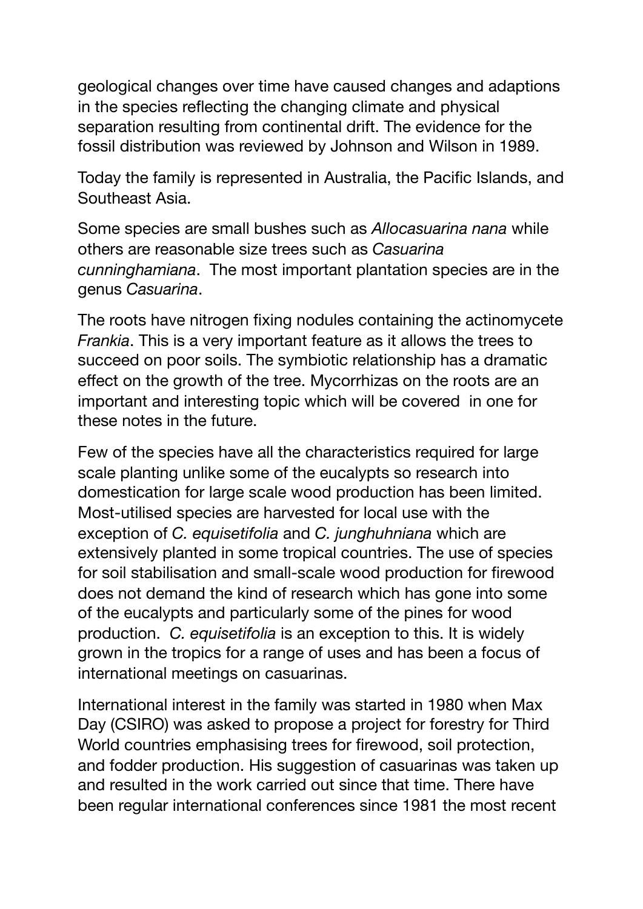geological changes over time have caused changes and adaptions in the species reflecting the changing climate and physical separation resulting from continental drift. The evidence for the fossil distribution was reviewed by Johnson and Wilson in 1989.

Today the family is represented in Australia, the Pacific Islands, and Southeast Asia.

Some species are small bushes such as *Allocasuarina nana* while others are reasonable size trees such as *Casuarina cunninghamiana*. The most important plantation species are in the genus *Casuarina*.

The roots have nitrogen fixing nodules containing the actinomycete *Frankia*. This is a very important feature as it allows the trees to succeed on poor soils. The symbiotic relationship has a dramatic effect on the growth of the tree. Mycorrhizas on the roots are an important and interesting topic which will be covered in one for these notes in the future.

Few of the species have all the characteristics required for large scale planting unlike some of the eucalypts so research into domestication for large scale wood production has been limited. Most-utilised species are harvested for local use with the exception of *C. equisetifolia* and *C. junghuhniana* which are extensively planted in some tropical countries. The use of species for soil stabilisation and small-scale wood production for firewood does not demand the kind of research which has gone into some of the eucalypts and particularly some of the pines for wood production. *C. equisetifolia* is an exception to this. It is widely grown in the tropics for a range of uses and has been a focus of international meetings on casuarinas.

International interest in the family was started in 1980 when Max Day (CSIRO) was asked to propose a project for forestry for Third World countries emphasising trees for firewood, soil protection, and fodder production. His suggestion of casuarinas was taken up and resulted in the work carried out since that time. There have been regular international conferences since 1981 the most recent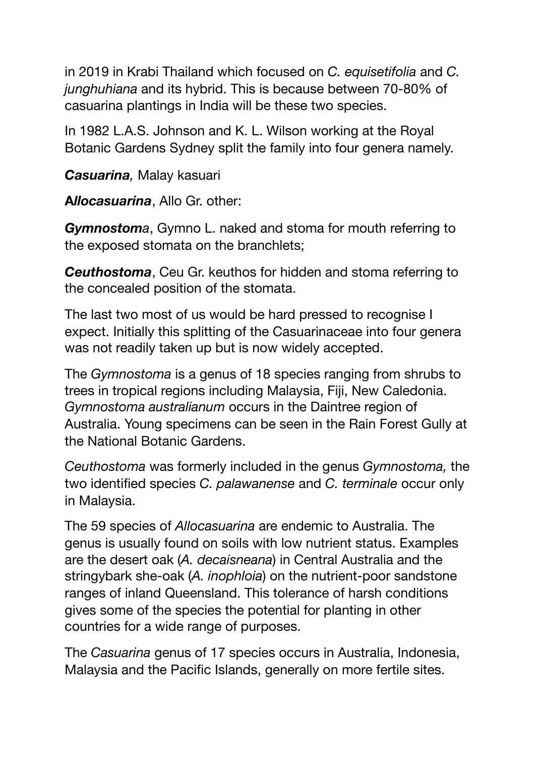in 2019 in Krabi Thailand which focused on *C. equisetifolia* and *C. junghuhiana* and its hybrid. This is because between 70-80% of casuarina plantings in India will be these two species.

In 1982 L.A.S. Johnson and K. L. Wilson working at the Royal Botanic Gardens Sydney split the family into four genera namely.

***Casuarina,*** Malay kasuari

***Allocasuarina***, Allo Gr. other:

***Gymnostom**a*, Gymno L. naked and stoma for mouth referring to the exposed stomata on the branchlets;

***Ceuthostoma***, Ceu Gr. keuthos for hidden and stoma referring to the concealed position of the stomata.

The last two most of us would be hard pressed to recognise I expect. Initially this splitting of the Casuarinaceae into four genera was not readily taken up but is now widely accepted.

The *Gymnostoma* is a genus of 18 species ranging from shrubs to trees in tropical regions including Malaysia, Fiji, New Caledonia. *Gymnostoma australianum* occurs in the Daintree region of Australia. Young specimens can be seen in the Rain Forest Gully at the National Botanic Gardens.

*Ceuthostoma* was formerly included in the genus *Gymnostoma,* the two identified species *C. palawanense* and *C. terminale* occur only in Malaysia.

The 59 species of *Allocasuarina* are endemic to Australia. The genus is usually found on soils with low nutrient status. Examples are the desert oak (*A. decaisneana*) in Central Australia and the stringybark she-oak (*A. inophloia*) on the nutrient-poor sandstone ranges of inland Queensland. This tolerance of harsh conditions gives some of the species the potential for planting in other countries for a wide range of purposes.

The *Casuarina* genus of 17 species occurs in Australia, Indonesia, Malaysia and the Pacific Islands, generally on more fertile sites.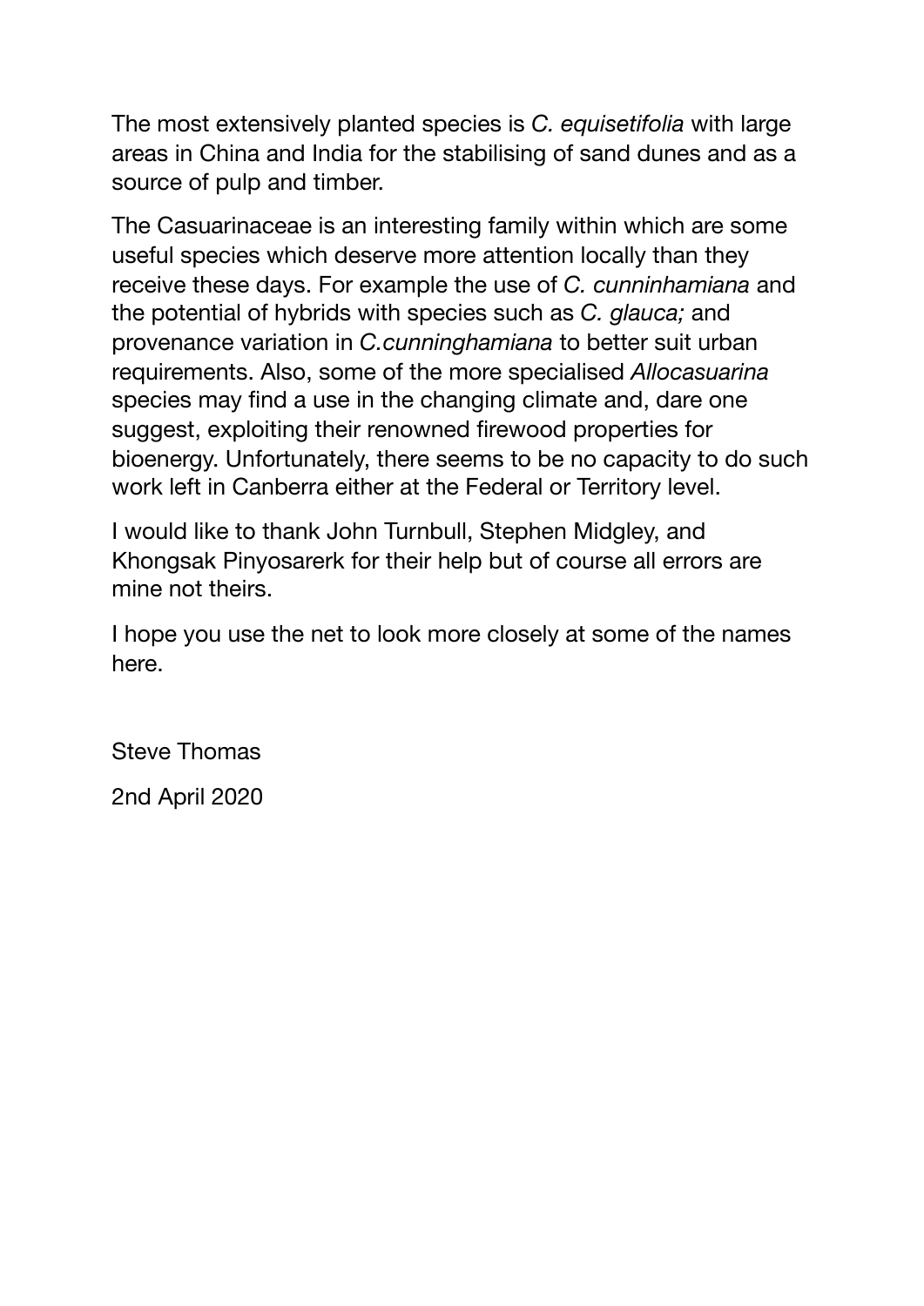The most extensively planted species is *C. equisetifolia* with large areas in China and India for the stabilising of sand dunes and as a source of pulp and timber.

The Casuarinaceae is an interesting family within which are some useful species which deserve more attention locally than they receive these days. For example the use of *C. cunninhamiana* and the potential of hybrids with species such as *C. glauca;* and provenance variation in *C.cunninghamiana* to better suit urban requirements. Also, some of the more specialised *Allocasuarina* species may find a use in the changing climate and, dare one suggest, exploiting their renowned firewood properties for bioenergy. Unfortunately, there seems to be no capacity to do such work left in Canberra either at the Federal or Territory level.

I would like to thank John Turnbull, Stephen Midgley, and Khongsak Pinyosarerk for their help but of course all errors are mine not theirs.

I hope you use the net to look more closely at some of the names here.

Steve Thomas

2nd April 2020